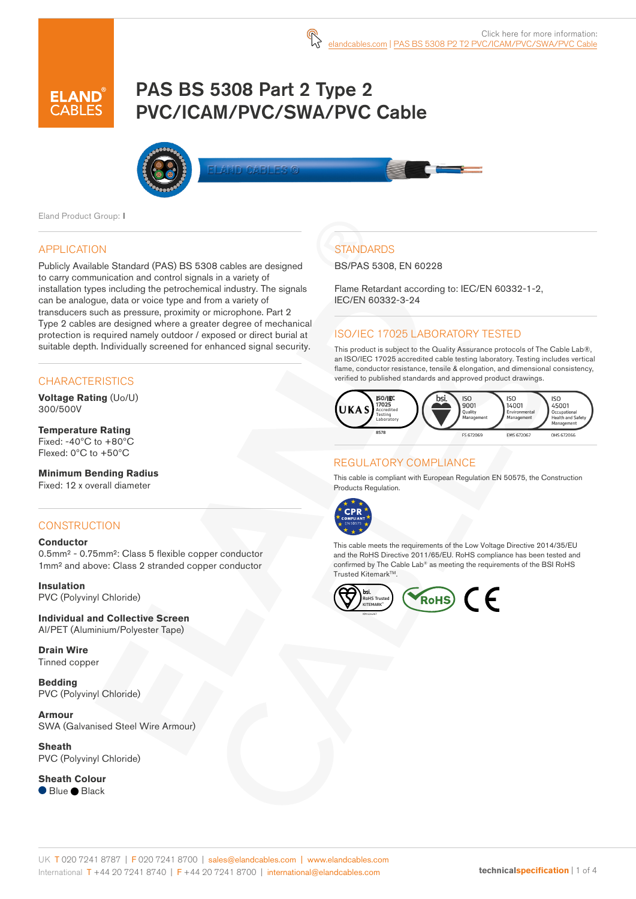Click here for more information:
elandcables.com | PAS BS 5308 P2 T2 PVC/ICAM/PVC/SWA/PVC Cable

# PAS BS 5308 Part 2 Type 2 PVC/ICAM/PVC/SWA/PVC Cable

Eland Product Group: I

## APPLICATION

Publicly Available Standard (PAS) BS 5308 cables are designed to carry communication and control signals in a variety of installation types including the petrochemical industry. The signals can be analogue, data or voice type and from a variety of transducers such as pressure, proximity or microphone. Part 2 Type 2 cables are designed where a greater degree of mechanical protection is required namely outdoor / exposed or direct burial at suitable depth. Individually screened for enhanced signal security.

## CHARACTERISTICS

**Voltage Rating** (Uo/U)
300/500V

**Temperature Rating**
Fixed: -40°C to +80°C
Flexed: 0°C to +50°C

**Minimum Bending Radius**
Fixed: 12 x overall diameter

## CONSTRUCTION

**Conductor**
0.5mm² - 0.75mm²: Class 5 flexible copper conductor
1mm² and above: Class 2 stranded copper conductor

**Insulation**
PVC (Polyvinyl Chloride)

**Individual and Collective Screen**
Al/PET (Aluminium/Polyester Tape)

**Drain Wire**
Tinned copper

**Bedding**
PVC (Polyvinyl Chloride)

**Armour**
SWA (Galvanised Steel Wire Armour)

**Sheath**
PVC (Polyvinyl Chloride)

**Sheath Colour**
● Blue ● Black

## STANDARDS

BS/PAS 5308, EN 60228

Flame Retardant according to: IEC/EN 60332-1-2, IEC/EN 60332-3-24

## ISO/IEC 17025 LABORATORY TESTED

This product is subject to the Quality Assurance protocols of The Cable Lab®, an ISO/IEC 17025 accredited cable testing laboratory. Testing includes vertical flame, conductor resistance, tensile & elongation, and dimensional consistency, verified to published standards and approved product drawings.

UKAS ISO/IEC 17025 Accredited Testing Laboratory 8578 | bsi. ISO 9001 Quality Management FS 672069 | ISO 14001 Environmental Management EMS 672067 | ISO 45001 Occupational Health and Safety Management OHS 672066

## REGULATORY COMPLIANCE

This cable is compliant with European Regulation EN 50575, the Construction Products Regulation.

CPR COMPLIANT EN 50575

This cable meets the requirements of the Low Voltage Directive 2014/35/EU and the RoHS Directive 2011/65/EU. RoHS compliance has been tested and confirmed by The Cable Lab® as meeting the requirements of the BSI RoHS Trusted Kitemark™.

bsi. RoHS Trusted KITEMARK™ | RoHS | CE

UK T 020 7241 8787 | F 020 7241 8700 | sales@elandcables.com | www.elandcables.com
International T +44 20 7241 8740 | F +44 20 7241 8700 | international@elandcables.com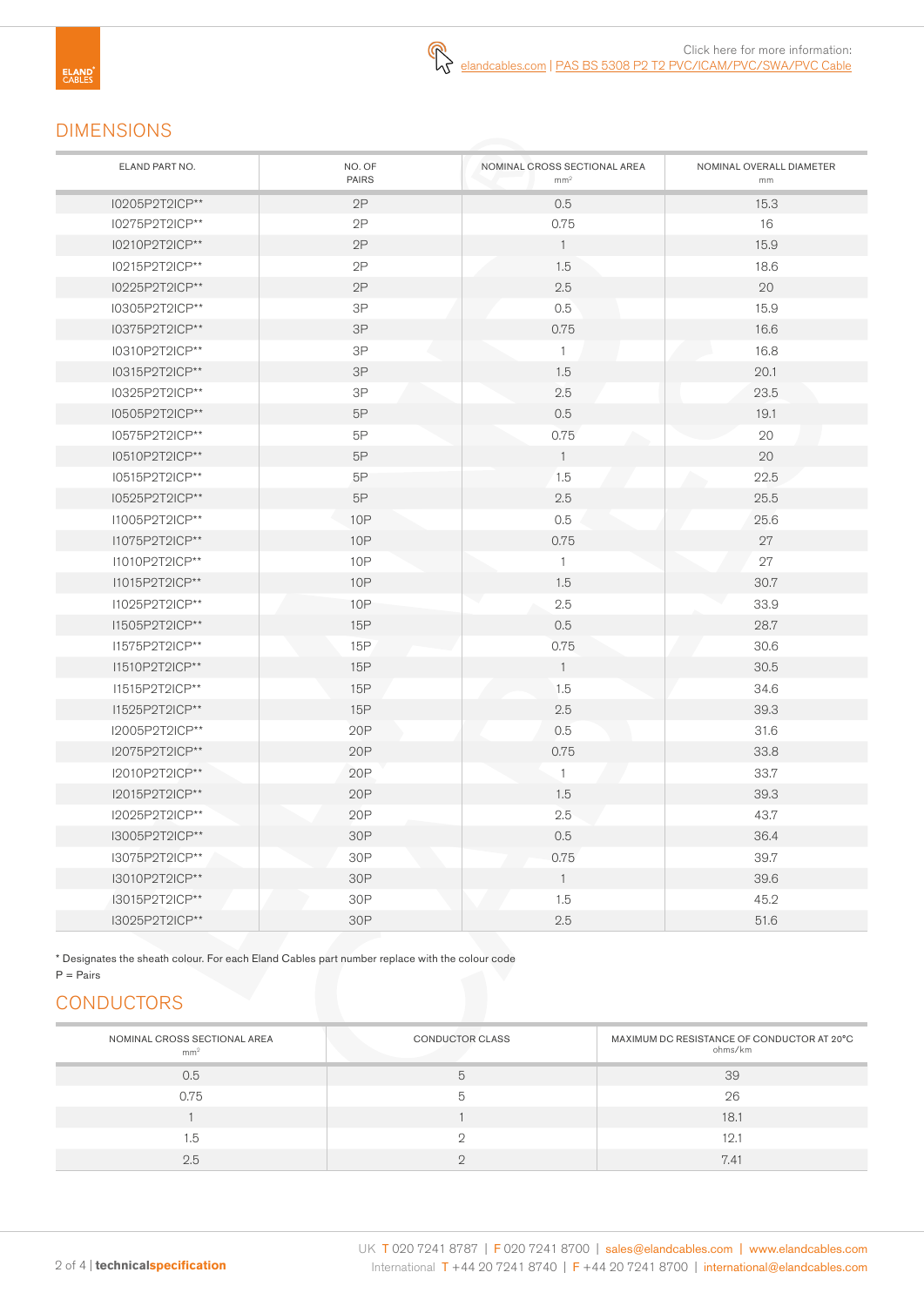Click here for more information: elandcables.com | PAS BS 5308 P2 T2 PVC/ICAM/PVC/SWA/PVC Cable

## DIMENSIONS

| ELAND PART NO. | NO. OF PAIRS | NOMINAL CROSS SECTIONAL AREA mm² | NOMINAL OVERALL DIAMETER mm |
|---|---|---|---|
| I0205P2T2ICP** | 2P | 0.5 | 15.3 |
| I0275P2T2ICP** | 2P | 0.75 | 16 |
| I0210P2T2ICP** | 2P | 1 | 15.9 |
| I0215P2T2ICP** | 2P | 1.5 | 18.6 |
| I0225P2T2ICP** | 2P | 2.5 | 20 |
| I0305P2T2ICP** | 3P | 0.5 | 15.9 |
| I0375P2T2ICP** | 3P | 0.75 | 16.6 |
| I0310P2T2ICP** | 3P | 1 | 16.8 |
| I0315P2T2ICP** | 3P | 1.5 | 20.1 |
| I0325P2T2ICP** | 3P | 2.5 | 23.5 |
| I0505P2T2ICP** | 5P | 0.5 | 19.1 |
| I0575P2T2ICP** | 5P | 0.75 | 20 |
| I0510P2T2ICP** | 5P | 1 | 20 |
| I0515P2T2ICP** | 5P | 1.5 | 22.5 |
| I0525P2T2ICP** | 5P | 2.5 | 25.5 |
| I1005P2T2ICP** | 10P | 0.5 | 25.6 |
| I1075P2T2ICP** | 10P | 0.75 | 27 |
| I1010P2T2ICP** | 10P | 1 | 27 |
| I1015P2T2ICP** | 10P | 1.5 | 30.7 |
| I1025P2T2ICP** | 10P | 2.5 | 33.9 |
| I1505P2T2ICP** | 15P | 0.5 | 28.7 |
| I1575P2T2ICP** | 15P | 0.75 | 30.6 |
| I1510P2T2ICP** | 15P | 1 | 30.5 |
| I1515P2T2ICP** | 15P | 1.5 | 34.6 |
| I1525P2T2ICP** | 15P | 2.5 | 39.3 |
| I2005P2T2ICP** | 20P | 0.5 | 31.6 |
| I2075P2T2ICP** | 20P | 0.75 | 33.8 |
| I2010P2T2ICP** | 20P | 1 | 33.7 |
| I2015P2T2ICP** | 20P | 1.5 | 39.3 |
| I2025P2T2ICP** | 20P | 2.5 | 43.7 |
| I3005P2T2ICP** | 30P | 0.5 | 36.4 |
| I3075P2T2ICP** | 30P | 0.75 | 39.7 |
| I3010P2T2ICP** | 30P | 1 | 39.6 |
| I3015P2T2ICP** | 30P | 1.5 | 45.2 |
| I3025P2T2ICP** | 30P | 2.5 | 51.6 |

* Designates the sheath colour. For each Eland Cables part number replace with the colour code
P = Pairs

## CONDUCTORS

| NOMINAL CROSS SECTIONAL AREA mm² | CONDUCTOR CLASS | MAXIMUM DC RESISTANCE OF CONDUCTOR AT 20°C ohms/km |
|---|---|---|
| 0.5 | 5 | 39 |
| 0.75 | 5 | 26 |
| 1 | 1 | 18.1 |
| 1.5 | 2 | 12.1 |
| 2.5 | 2 | 7.41 |

UK T 020 7241 8787 | F 020 7241 8700 | sales@elandcables.com | www.elandcables.com
International T +44 20 7241 8740 | F +44 20 7241 8700 | international@elandcables.com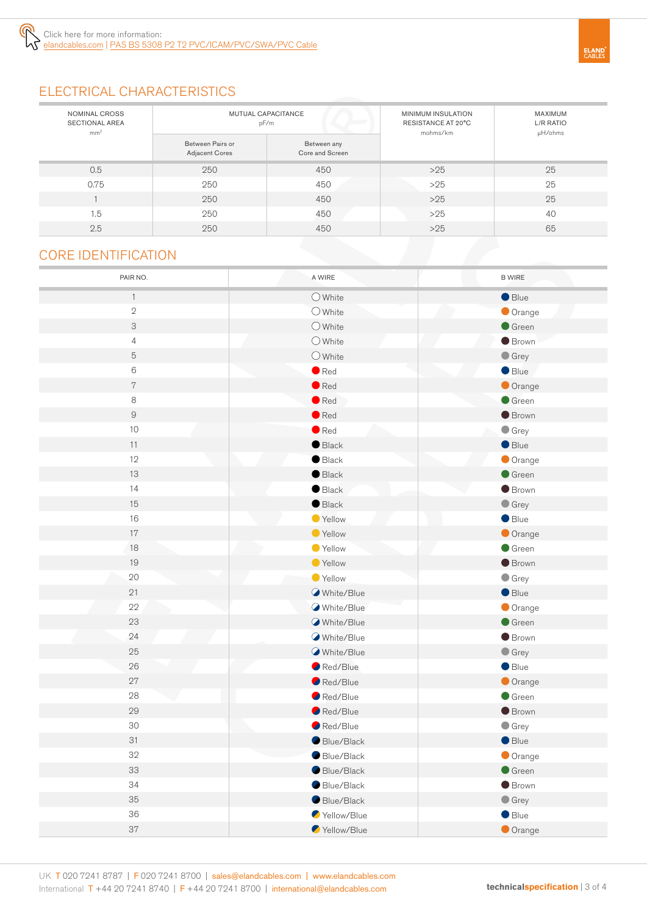Click here for more information:
elandcables.com | PAS BS 5308 P2 T2 PVC/ICAM/PVC/SWA/PVC Cable

## ELECTRICAL CHARACTERISTICS

| NOMINAL CROSS SECTIONAL AREA mm² | MUTUAL CAPACITANCE pF/m | | MINIMUM INSULATION RESISTANCE AT 20°C mohms/km | MAXIMUM L/R RATIO µH/ohms |
|---|---|---|---|---|
| | Between Pairs or Adjacent Cores | Between any Core and Screen | | |
| 0.5 | 250 | 450 | >25 | 25 |
| 0.75 | 250 | 450 | >25 | 25 |
| 1 | 250 | 450 | >25 | 25 |
| 1.5 | 250 | 450 | >25 | 40 |
| 2.5 | 250 | 450 | >25 | 65 |

## CORE IDENTIFICATION

| PAIR NO. | A WIRE | B WIRE |
|---|---|---|
| 1 | White | Blue |
| 2 | White | Orange |
| 3 | White | Green |
| 4 | White | Brown |
| 5 | White | Grey |
| 6 | Red | Blue |
| 7 | Red | Orange |
| 8 | Red | Green |
| 9 | Red | Brown |
| 10 | Red | Grey |
| 11 | Black | Blue |
| 12 | Black | Orange |
| 13 | Black | Green |
| 14 | Black | Brown |
| 15 | Black | Grey |
| 16 | Yellow | Blue |
| 17 | Yellow | Orange |
| 18 | Yellow | Green |
| 19 | Yellow | Brown |
| 20 | Yellow | Grey |
| 21 | White/Blue | Blue |
| 22 | White/Blue | Orange |
| 23 | White/Blue | Green |
| 24 | White/Blue | Brown |
| 25 | White/Blue | Grey |
| 26 | Red/Blue | Blue |
| 27 | Red/Blue | Orange |
| 28 | Red/Blue | Green |
| 29 | Red/Blue | Brown |
| 30 | Red/Blue | Grey |
| 31 | Blue/Black | Blue |
| 32 | Blue/Black | Orange |
| 33 | Blue/Black | Green |
| 34 | Blue/Black | Brown |
| 35 | Blue/Black | Grey |
| 36 | Yellow/Blue | Blue |
| 37 | Yellow/Blue | Orange |

UK T 020 7241 8787 | F 020 7241 8700 | sales@elandcables.com | www.elandcables.com
International T +44 20 7241 8740 | F +44 20 7241 8700 | international@elandcables.com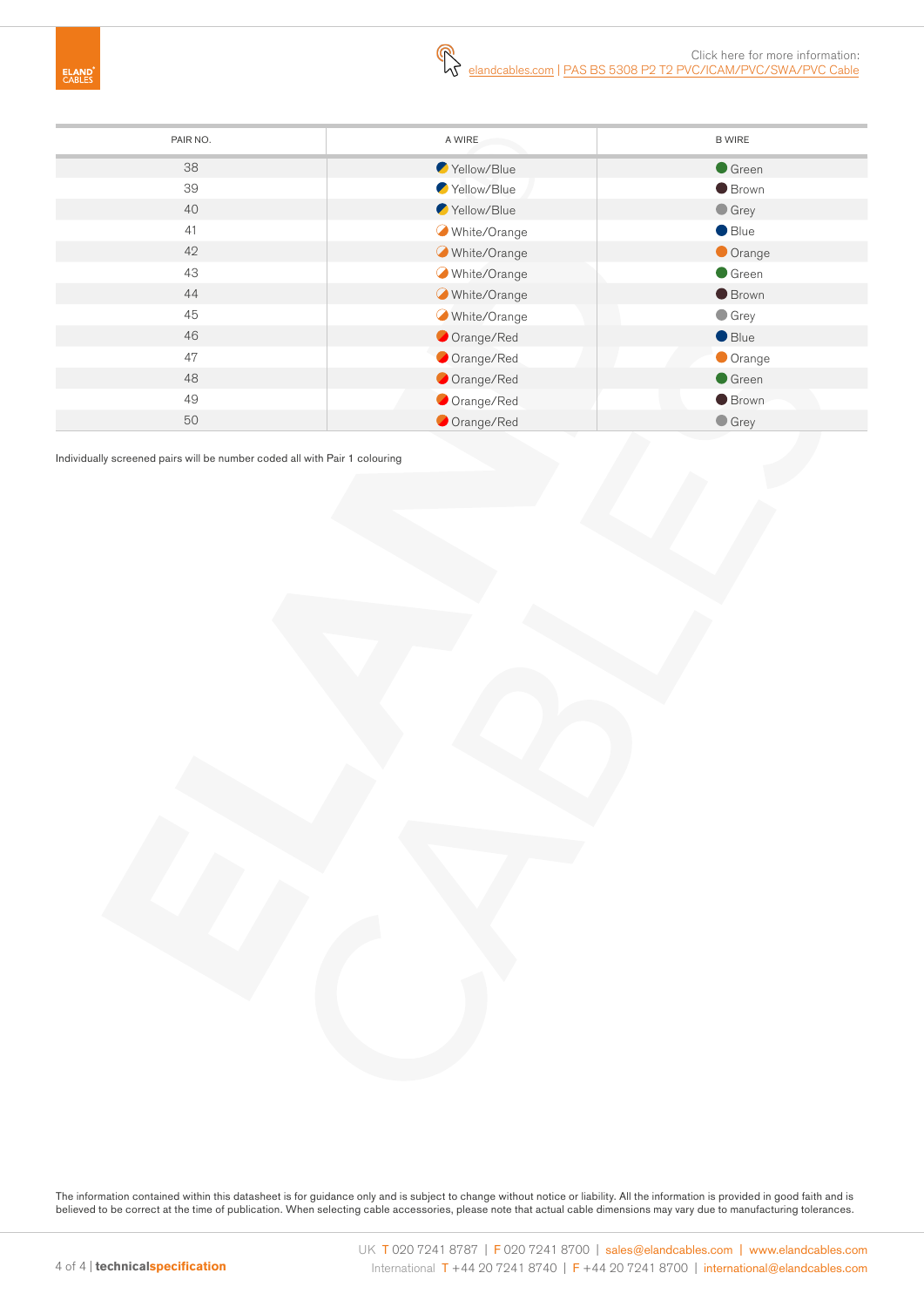Click here for more information: elandcables.com | PAS BS 5308 P2 T2 PVC/ICAM/PVC/SWA/PVC Cable

| PAIR NO. | A WIRE | B WIRE |
|---|---|---|
| 38 | Yellow/Blue | Green |
| 39 | Yellow/Blue | Brown |
| 40 | Yellow/Blue | Grey |
| 41 | White/Orange | Blue |
| 42 | White/Orange | Orange |
| 43 | White/Orange | Green |
| 44 | White/Orange | Brown |
| 45 | White/Orange | Grey |
| 46 | Orange/Red | Blue |
| 47 | Orange/Red | Orange |
| 48 | Orange/Red | Green |
| 49 | Orange/Red | Brown |
| 50 | Orange/Red | Grey |

Individually screened pairs will be number coded all with Pair 1 colouring

The information contained within this datasheet is for guidance only and is subject to change without notice or liability. All the information is provided in good faith and is believed to be correct at the time of publication. When selecting cable accessories, please note that actual cable dimensions may vary due to manufacturing tolerances.

UK T 020 7241 8787 | F 020 7241 8700 | sales@elandcables.com | www.elandcables.com
International T +44 20 7241 8740 | F +44 20 7241 8700 | international@elandcables.com